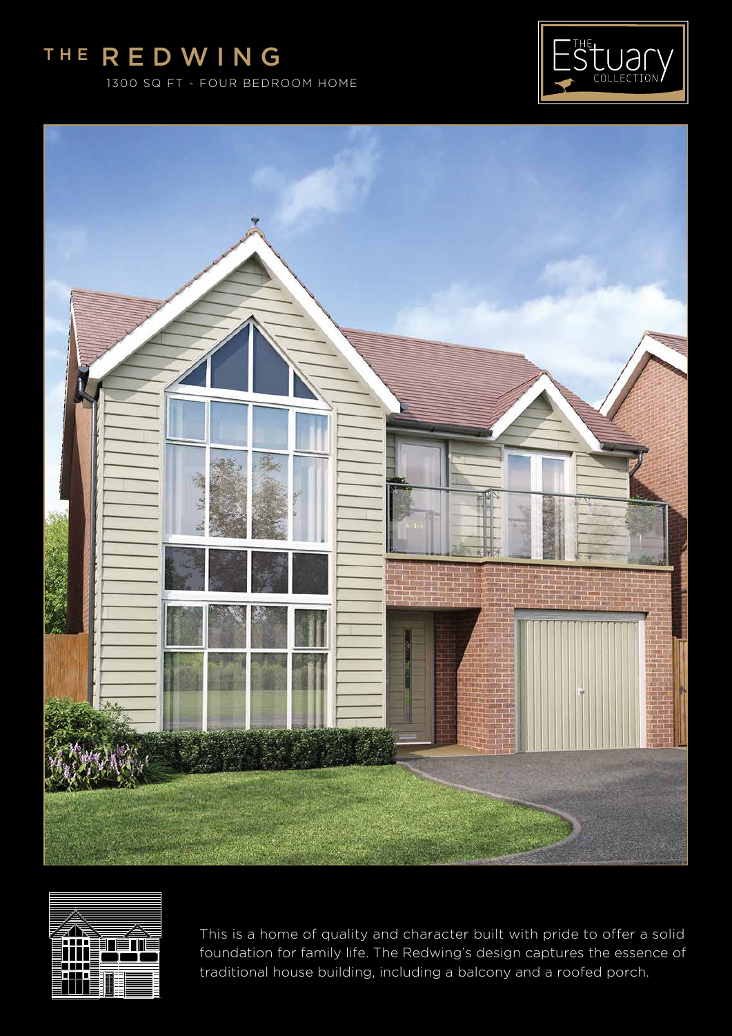# THE REDWING

1300 SQ FT - FOUR BEDROOM HOME

THE Estuary COLLECTION

This is a home of quality and character built with pride to offer a solid foundation for family life. The Redwing's design captures the essence of traditional house building, including a balcony and a roofed porch.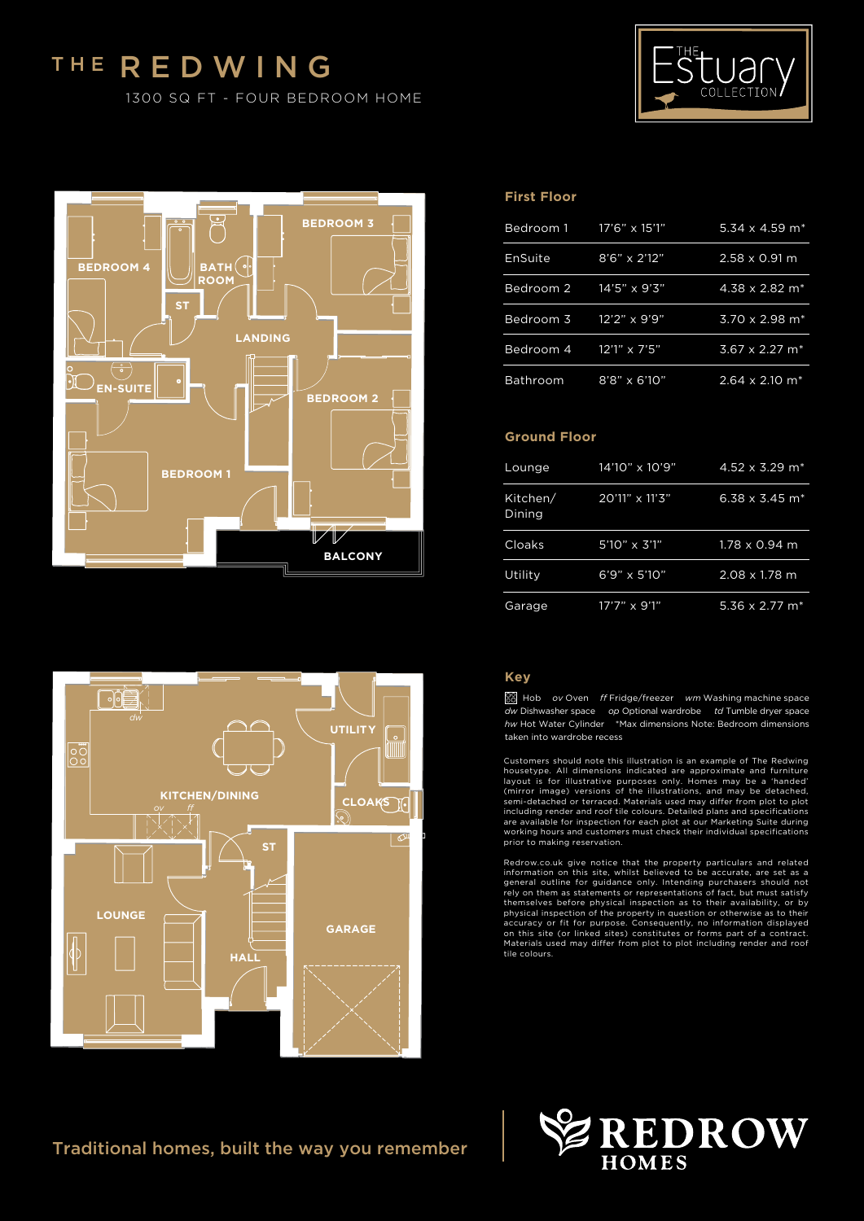# THE REDWING

1300 SQ FT - FOUR BEDROOM HOME

The Estuary Collection

BEDROOM 4
BATH ROOM
BEDROOM 3
ST
LANDING
EN-SUITE
BEDROOM 2
BEDROOM 1
BALCONY

dw
UTILITY
KITCHEN/DINING
ov
ff
CLOAKS
ST
LOUNGE
GARAGE
HALL

## First Floor

| | | |
|---|---|---|
| Bedroom 1 | 17'6" x 15'1" | 5.34 x 4.59 m* |
| EnSuite | 8'6" x 2'12" | 2.58 x 0.91 m |
| Bedroom 2 | 14'5" x 9'3" | 4.38 x 2.82 m* |
| Bedroom 3 | 12'2" x 9'9" | 3.70 x 2.98 m* |
| Bedroom 4 | 12'1" x 7'5" | 3.67 x 2.27 m* |
| Bathroom | 8'8" x 6'10" | 2.64 x 2.10 m* |

## Ground Floor

| | | |
|---|---|---|
| Lounge | 14'10" x 10'9" | 4.52 x 3.29 m* |
| Kitchen/ Dining | 20'11" x 11'3" | 6.38 x 3.45 m* |
| Cloaks | 5'10" x 3'1" | 1.78 x 0.94 m |
| Utility | 6'9" x 5'10" | 2.08 x 1.78 m |
| Garage | 17'7" x 9'1" | 5.36 x 2.77 m* |

## Key

Hob *ov* Oven *ff* Fridge/freezer *wm* Washing machine space *dw* Dishwasher space *op* Optional wardrobe *td* Tumble dryer space *hw* Hot Water Cylinder *Max dimensions Note: Bedroom dimensions taken into wardrobe recess

Customers should note this illustration is an example of The Redwing housetype. All dimensions indicated are approximate and furniture layout is for illustrative purposes only. Homes may be a 'handed' (mirror image) versions of the illustrations, and may be detached, semi-detached or terraced. Materials used may differ from plot to plot including render and roof tile colours. Detailed plans and specifications are available for inspection for each plot at our Marketing Suite during working hours and customers must check their individual specifications prior to making reservation.

Redrow.co.uk give notice that the property particulars and related information on this site, whilst believed to be accurate, are set as a general outline for guidance only. Intending purchasers should not rely on them as statements or representations of fact, but must satisfy themselves before physical inspection as to their availability, or by physical inspection of the property in question or otherwise as to their accuracy or fit for purpose. Consequently, no information displayed on this site (or linked sites) constitutes or forms part of a contract. Materials used may differ from plot to plot including render and roof tile colours.

Traditional homes, built the way you remember

REDROW HOMES